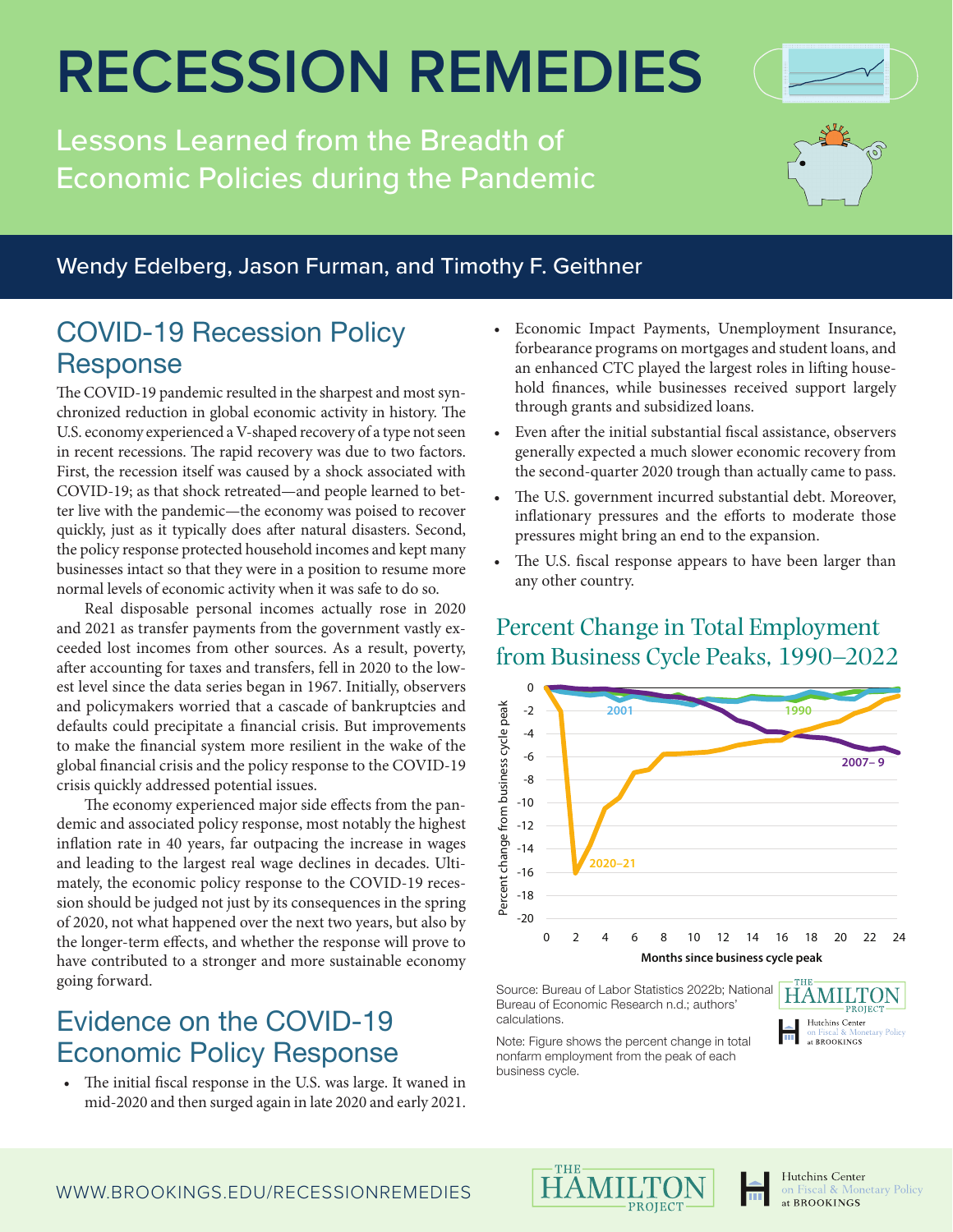# RECESSION REMEDIES

Lessons Learned from the Breadth of Economic Policies during the Pandemic

Wendy Edelberg, Jason Furman, and Timothy F. Geithner

## COVID-19 Recession Policy Response

The COVID-19 pandemic resulted in the sharpest and most synchronized reduction in global economic activity in history. The U.S. economy experienced a V-shaped recovery of a type not seen in recent recessions. The rapid recovery was due to two factors. First, the recession itself was caused by a shock associated with COVID-19; as that shock retreated—and people learned to better live with the pandemic—the economy was poised to recover quickly, just as it typically does after natural disasters. Second, the policy response protected household incomes and kept many businesses intact so that they were in a position to resume more normal levels of economic activity when it was safe to do so.

Real disposable personal incomes actually rose in 2020 and 2021 as transfer payments from the government vastly exceeded lost incomes from other sources. As a result, poverty, after accounting for taxes and transfers, fell in 2020 to the lowest level since the data series began in 1967. Initially, observers and policymakers worried that a cascade of bankruptcies and defaults could precipitate a financial crisis. But improvements to make the financial system more resilient in the wake of the global financial crisis and the policy response to the COVID-19 crisis quickly addressed potential issues.

The economy experienced major side effects from the pandemic and associated policy response, most notably the highest inflation rate in 40 years, far outpacing the increase in wages and leading to the largest real wage declines in decades. Ultimately, the economic policy response to the COVID-19 recession should be judged not just by its consequences in the spring of 2020, not what happened over the next two years, but also by the longer-term effects, and whether the response will prove to have contributed to a stronger and more sustainable economy going forward.

## Evidence on the COVID-19 Economic Policy Response

- The initial fiscal response in the U.S. was large. It waned in mid-2020 and then surged again in late 2020 and early 2021.
- Economic Impact Payments, Unemployment Insurance, forbearance programs on mortgages and student loans, and an enhanced CTC played the largest roles in lifting household finances, while businesses received support largely through grants and subsidized loans.
- Even after the initial substantial fiscal assistance, observers generally expected a much slower economic recovery from the second-quarter 2020 trough than actually came to pass.
- The U.S. government incurred substantial debt. Moreover, inflationary pressures and the efforts to moderate those pressures might bring an end to the expansion.
- The U.S. fiscal response appears to have been larger than any other country.

### Percent Change in Total Employment from Business Cycle Peaks, 1990–2022

Source: Bureau of Labor Statistics 2022b; National Bureau of Economic Research n.d.; authors' calculations.

Note: Figure shows the percent change in total nonfarm employment from the peak of each business cycle.

WWW.BROOKINGS.EDU/RECESSIONREMEDIES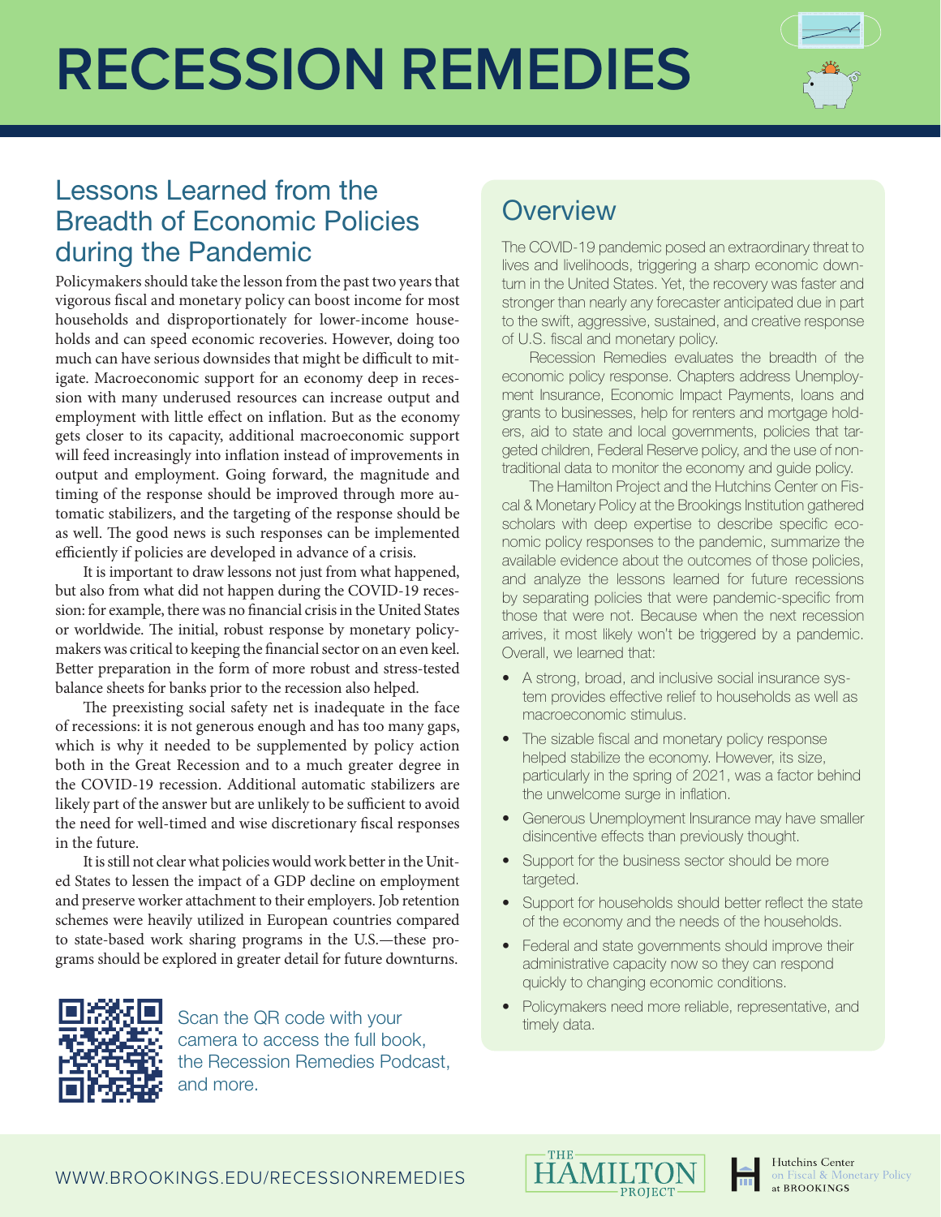# RECESSION REMEDIES

## Lessons Learned from the Breadth of Economic Policies during the Pandemic

Policymakers should take the lesson from the past two years that vigorous fiscal and monetary policy can boost income for most households and disproportionately for lower-income households and can speed economic recoveries. However, doing too much can have serious downsides that might be difficult to mitigate. Macroeconomic support for an economy deep in recession with many underused resources can increase output and employment with little effect on inflation. But as the economy gets closer to its capacity, additional macroeconomic support will feed increasingly into inflation instead of improvements in output and employment. Going forward, the magnitude and timing of the response should be improved through more automatic stabilizers, and the targeting of the response should be as well. The good news is such responses can be implemented efficiently if policies are developed in advance of a crisis.

It is important to draw lessons not just from what happened, but also from what did not happen during the COVID-19 recession: for example, there was no financial crisis in the United States or worldwide. The initial, robust response by monetary policymakers was critical to keeping the financial sector on an even keel. Better preparation in the form of more robust and stress-tested balance sheets for banks prior to the recession also helped.

The preexisting social safety net is inadequate in the face of recessions: it is not generous enough and has too many gaps, which is why it needed to be supplemented by policy action both in the Great Recession and to a much greater degree in the COVID-19 recession. Additional automatic stabilizers are likely part of the answer but are unlikely to be sufficient to avoid the need for well-timed and wise discretionary fiscal responses in the future.

It is still not clear what policies would work better in the United States to lessen the impact of a GDP decline on employment and preserve worker attachment to their employers. Job retention schemes were heavily utilized in European countries compared to state-based work sharing programs in the U.S.—these programs should be explored in greater detail for future downturns.

Scan the QR code with your camera to access the full book, the Recession Remedies Podcast, and more.

## Overview

The COVID-19 pandemic posed an extraordinary threat to lives and livelihoods, triggering a sharp economic downturn in the United States. Yet, the recovery was faster and stronger than nearly any forecaster anticipated due in part to the swift, aggressive, sustained, and creative response of U.S. fiscal and monetary policy.

Recession Remedies evaluates the breadth of the economic policy response. Chapters address Unemployment Insurance, Economic Impact Payments, loans and grants to businesses, help for renters and mortgage holders, aid to state and local governments, policies that targeted children, Federal Reserve policy, and the use of nontraditional data to monitor the economy and guide policy.

The Hamilton Project and the Hutchins Center on Fiscal & Monetary Policy at the Brookings Institution gathered scholars with deep expertise to describe specific economic policy responses to the pandemic, summarize the available evidence about the outcomes of those policies, and analyze the lessons learned for future recessions by separating policies that were pandemic-specific from those that were not. Because when the next recession arrives, it most likely won't be triggered by a pandemic. Overall, we learned that:

- A strong, broad, and inclusive social insurance system provides effective relief to households as well as macroeconomic stimulus.
- The sizable fiscal and monetary policy response helped stabilize the economy. However, its size, particularly in the spring of 2021, was a factor behind the unwelcome surge in inflation.
- Generous Unemployment Insurance may have smaller disincentive effects than previously thought.
- Support for the business sector should be more targeted.
- Support for households should better reflect the state of the economy and the needs of the households.
- Federal and state governments should improve their administrative capacity now so they can respond quickly to changing economic conditions.
- Policymakers need more reliable, representative, and timely data.

WWW.BROOKINGS.EDU/RECESSIONREMEDIES

THE HAMILTON PROJECT

Hutchins Center on Fiscal & Monetary Policy at BROOKINGS